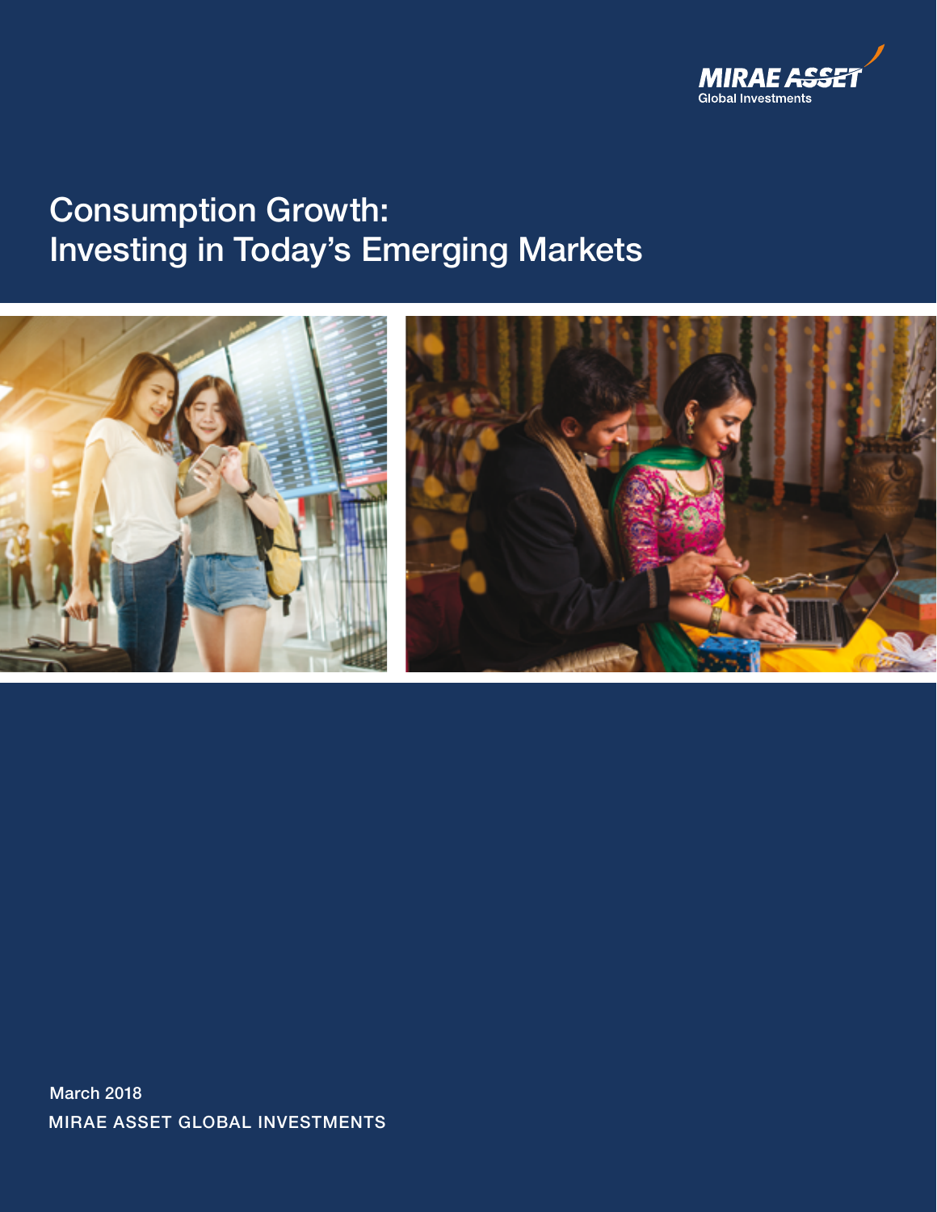MIRAE ASSET
Global Investments

# Consumption Growth: Investing in Today's Emerging Markets

March 2018

MIRAE ASSET GLOBAL INVESTMENTS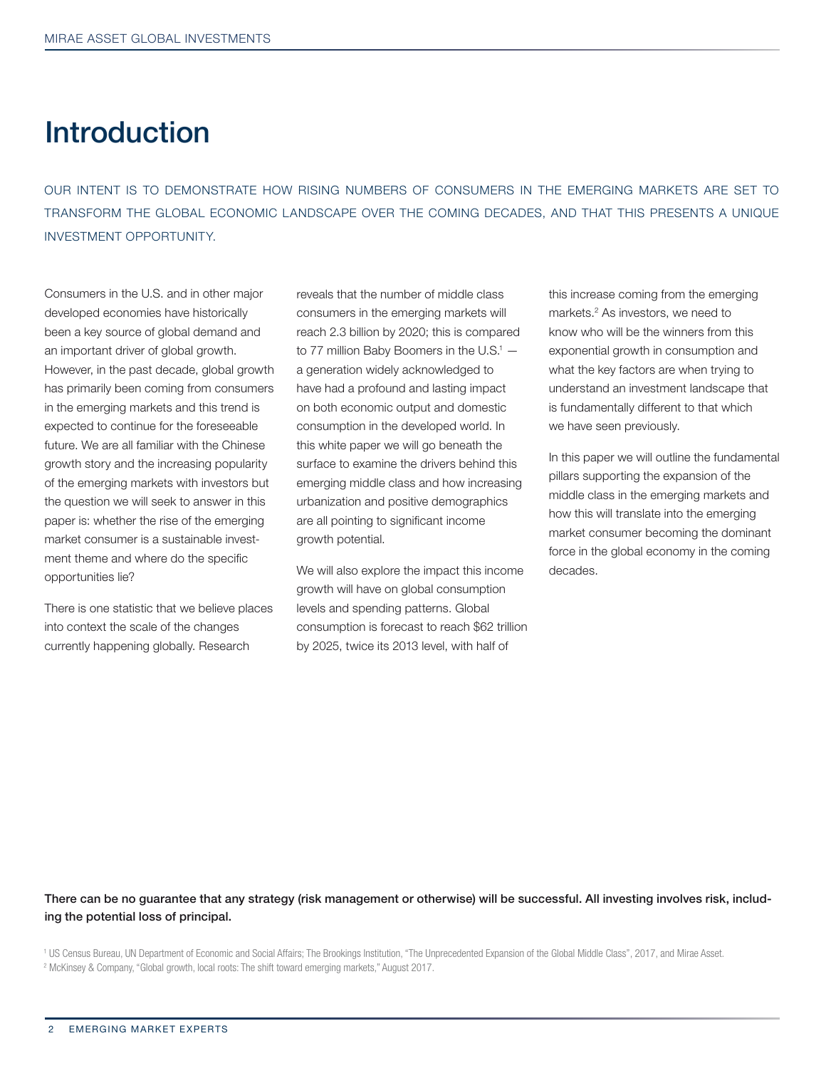# Introduction

OUR INTENT IS TO DEMONSTRATE HOW RISING NUMBERS OF CONSUMERS IN THE EMERGING MARKETS ARE SET TO TRANSFORM THE GLOBAL ECONOMIC LANDSCAPE OVER THE COMING DECADES, AND THAT THIS PRESENTS A UNIQUE INVESTMENT OPPORTUNITY.

Consumers in the U.S. and in other major developed economies have historically been a key source of global demand and an important driver of global growth. However, in the past decade, global growth has primarily been coming from consumers in the emerging markets and this trend is expected to continue for the foreseeable future. We are all familiar with the Chinese growth story and the increasing popularity of the emerging markets with investors but the question we will seek to answer in this paper is: whether the rise of the emerging market consumer is a sustainable investment theme and where do the specific opportunities lie?

There is one statistic that we believe places into context the scale of the changes currently happening globally. Research reveals that the number of middle class consumers in the emerging markets will reach 2.3 billion by 2020; this is compared to 77 million Baby Boomers in the U.S.[1] — a generation widely acknowledged to have had a profound and lasting impact on both economic output and domestic consumption in the developed world. In this white paper we will go beneath the surface to examine the drivers behind this emerging middle class and how increasing urbanization and positive demographics are all pointing to significant income growth potential.

We will also explore the impact this income growth will have on global consumption levels and spending patterns. Global consumption is forecast to reach $62 trillion by 2025, twice its 2013 level, with half of this increase coming from the emerging markets.[2] As investors, we need to know who will be the winners from this exponential growth in consumption and what the key factors are when trying to understand an investment landscape that is fundamentally different to that which we have seen previously.

In this paper we will outline the fundamental pillars supporting the expansion of the middle class in the emerging markets and how this will translate into the emerging market consumer becoming the dominant force in the global economy in the coming decades.

**There can be no guarantee that any strategy (risk management or otherwise) will be successful. All investing involves risk, including the potential loss of principal.**

[1] US Census Bureau, UN Department of Economic and Social Affairs; The Brookings Institution, "The Unprecedented Expansion of the Global Middle Class", 2017, and Mirae Asset.

[2] McKinsey & Company, "Global growth, local roots: The shift toward emerging markets," August 2017.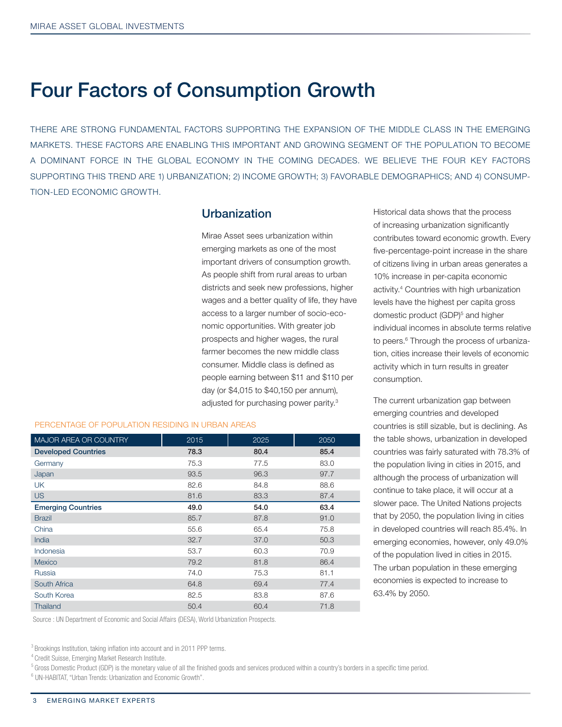# Four Factors of Consumption Growth

THERE ARE STRONG FUNDAMENTAL FACTORS SUPPORTING THE EXPANSION OF THE MIDDLE CLASS IN THE EMERGING MARKETS. THESE FACTORS ARE ENABLING THIS IMPORTANT AND GROWING SEGMENT OF THE POPULATION TO BECOME A DOMINANT FORCE IN THE GLOBAL ECONOMY IN THE COMING DECADES. WE BELIEVE THE FOUR KEY FACTORS SUPPORTING THIS TREND ARE 1) URBANIZATION; 2) INCOME GROWTH; 3) FAVORABLE DEMOGRAPHICS; AND 4) CONSUMPTION-LED ECONOMIC GROWTH.

## Urbanization

Mirae Asset sees urbanization within emerging markets as one of the most important drivers of consumption growth. As people shift from rural areas to urban districts and seek new professions, higher wages and a better quality of life, they have access to a larger number of socio-economic opportunities. With greater job prospects and higher wages, the rural farmer becomes the new middle class consumer. Middle class is defined as people earning between $11 and $110 per day (or $4,015 to $40,150 per annum), adjusted for purchasing power parity.[3]

PERCENTAGE OF POPULATION RESIDING IN URBAN AREAS

| MAJOR AREA OR COUNTRY | 2015 | 2025 | 2050 |
|---|---|---|---|
| **Developed Countries** | **78.3** | **80.4** | **85.4** |
| Germany | 75.3 | 77.5 | 83.0 |
| Japan | 93.5 | 96.3 | 97.7 |
| UK | 82.6 | 84.8 | 88.6 |
| US | 81.6 | 83.3 | 87.4 |
| **Emerging Countries** | **49.0** | **54.0** | **63.4** |
| Brazil | 85.7 | 87.8 | 91.0 |
| China | 55.6 | 65.4 | 75.8 |
| India | 32.7 | 37.0 | 50.3 |
| Indonesia | 53.7 | 60.3 | 70.9 |
| Mexico | 79.2 | 81.8 | 86.4 |
| Russia | 74.0 | 75.3 | 81.1 |
| South Africa | 64.8 | 69.4 | 77.4 |
| South Korea | 82.5 | 83.8 | 87.6 |
| Thailand | 50.4 | 60.4 | 71.8 |

Source : UN Department of Economic and Social Affairs (DESA), World Urbanization Prospects.

Historical data shows that the process of increasing urbanization significantly contributes toward economic growth. Every five-percentage-point increase in the share of citizens living in urban areas generates a 10% increase in per-capita economic activity.[4] Countries with high urbanization levels have the highest per capita gross domestic product (GDP)[5] and higher individual incomes in absolute terms relative to peers.[6] Through the process of urbanization, cities increase their levels of economic activity which in turn results in greater consumption.

The current urbanization gap between emerging countries and developed countries is still sizable, but is declining. As the table shows, urbanization in developed countries was fairly saturated with 78.3% of the population living in cities in 2015, and although the process of urbanization will continue to take place, it will occur at a slower pace. The United Nations projects that by 2050, the population living in cities in developed countries will reach 85.4%. In emerging economies, however, only 49.0% of the population lived in cities in 2015. The urban population in these emerging economies is expected to increase to 63.4% by 2050.

[3] Brookings Institution, taking inflation into account and in 2011 PPP terms.

[4] Credit Suisse, Emerging Market Research Institute.

[5] Gross Domestic Product (GDP) is the monetary value of all the finished goods and services produced within a country's borders in a specific time period.

[6] UN-HABITAT, "Urban Trends: Urbanization and Economic Growth".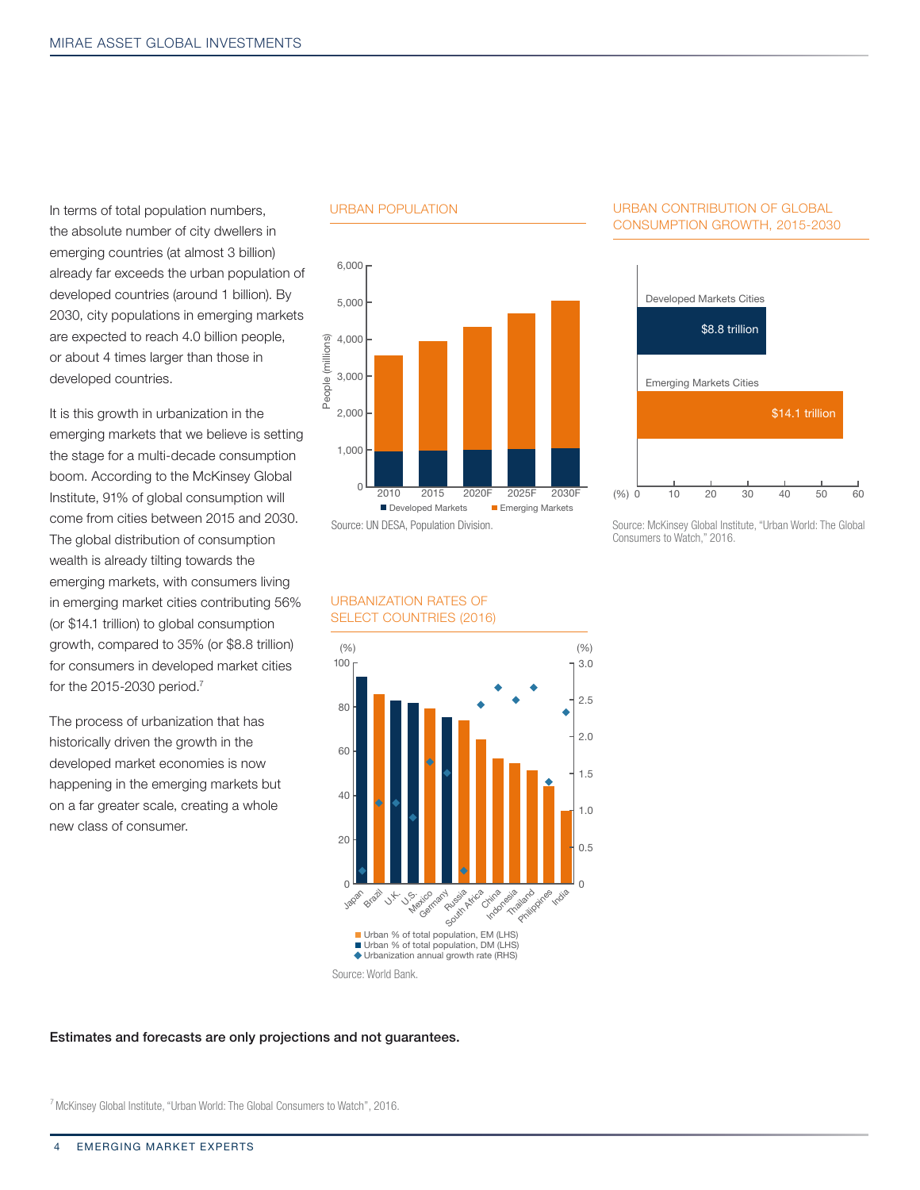In terms of total population numbers, the absolute number of city dwellers in emerging countries (at almost 3 billion) already far exceeds the urban population of developed countries (around 1 billion). By 2030, city populations in emerging markets are expected to reach 4.0 billion people, or about 4 times larger than those in developed countries.

It is this growth in urbanization in the emerging markets that we believe is setting the stage for a multi-decade consumption boom. According to the McKinsey Global Institute, 91% of global consumption will come from cities between 2015 and 2030. The global distribution of consumption wealth is already tilting towards the emerging markets, with consumers living in emerging market cities contributing 56% (or $14.1 trillion) to global consumption growth, compared to 35% (or $8.8 trillion) for consumers in developed market cities for the 2015-2030 period.[7]

The process of urbanization that has historically driven the growth in the developed market economies is now happening in the emerging markets but on a far greater scale, creating a whole new class of consumer.

## URBAN POPULATION

People (millions): 0 – 6,000

2010, 2015, 2020F, 2025F, 2030F

■ Developed Markets ■ Emerging Markets

Source: UN DESA, Population Division.

## URBAN CONTRIBUTION OF GLOBAL CONSUMPTION GROWTH, 2015-2030

| | (%) |
|---|---|
| Developed Markets Cities | $8.8 trillion |
| Emerging Markets Cities | $14.1 trillion |

Source: McKinsey Global Institute, "Urban World: The Global Consumers to Watch," 2016.

## URBANIZATION RATES OF SELECT COUNTRIES (2016)

Japan, Brazil, U.K., U.S., Mexico, Germany, Russia, South Africa, China, Indonesia, Thailand, Philippines, India

■ Urban % of total population, EM (LHS)
■ Urban % of total population, DM (LHS)
◆ Urbanization annual growth rate (RHS)

Source: World Bank.

**Estimates and forecasts are only projections and not guarantees.**

[7] McKinsey Global Institute, "Urban World: The Global Consumers to Watch", 2016.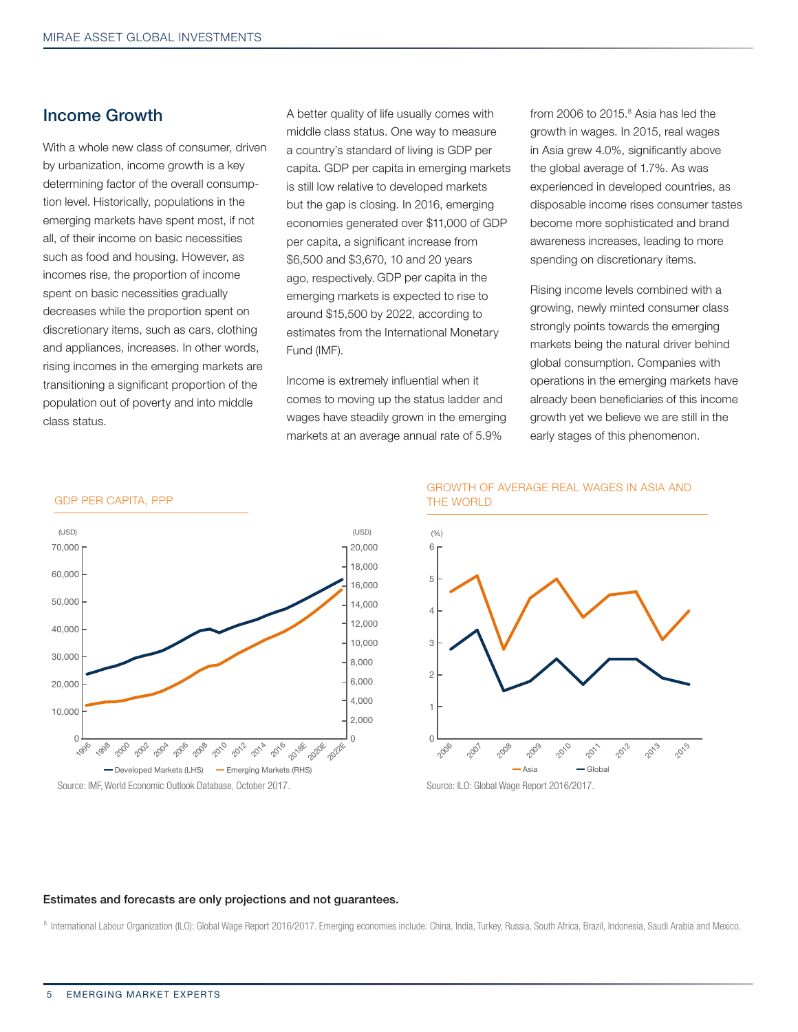## Income Growth

With a whole new class of consumer, driven by urbanization, income growth is a key determining factor of the overall consumption level. Historically, populations in the emerging markets have spent most, if not all, of their income on basic necessities such as food and housing. However, as incomes rise, the proportion of income spent on basic necessities gradually decreases while the proportion spent on discretionary items, such as cars, clothing and appliances, increases. In other words, rising incomes in the emerging markets are transitioning a significant proportion of the population out of poverty and into middle class status.

A better quality of life usually comes with middle class status. One way to measure a country's standard of living is GDP per capita. GDP per capita in emerging markets is still low relative to developed markets but the gap is closing. In 2016, emerging economies generated over $11,000 of GDP per capita, a significant increase from $6,500 and $3,670, 10 and 20 years ago, respectively. GDP per capita in the emerging markets is expected to rise to around $15,500 by 2022, according to estimates from the International Monetary Fund (IMF).

Income is extremely influential when it comes to moving up the status ladder and wages have steadily grown in the emerging markets at an average annual rate of 5.9% from 2006 to 2015.[8] Asia has led the growth in wages. In 2015, real wages in Asia grew 4.0%, significantly above the global average of 1.7%. As was experienced in developed countries, as disposable income rises consumer tastes become more sophisticated and brand awareness increases, leading to more spending on discretionary items.

Rising income levels combined with a growing, newly minted consumer class strongly points towards the emerging markets being the natural driver behind global consumption. Companies with operations in the emerging markets have already been beneficiaries of this income growth yet we believe we are still in the early stages of this phenomenon.

GDP PER CAPITA, PPP

Source: IMF, World Economic Outlook Database, October 2017.

GROWTH OF AVERAGE REAL WAGES IN ASIA AND THE WORLD

Source: ILO: Global Wage Report 2016/2017.

**Estimates and forecasts are only projections and not guarantees.**

[8] International Labour Organization (ILO): Global Wage Report 2016/2017. Emerging economies include: China, India, Turkey, Russia, South Africa, Brazil, Indonesia, Saudi Arabia and Mexico.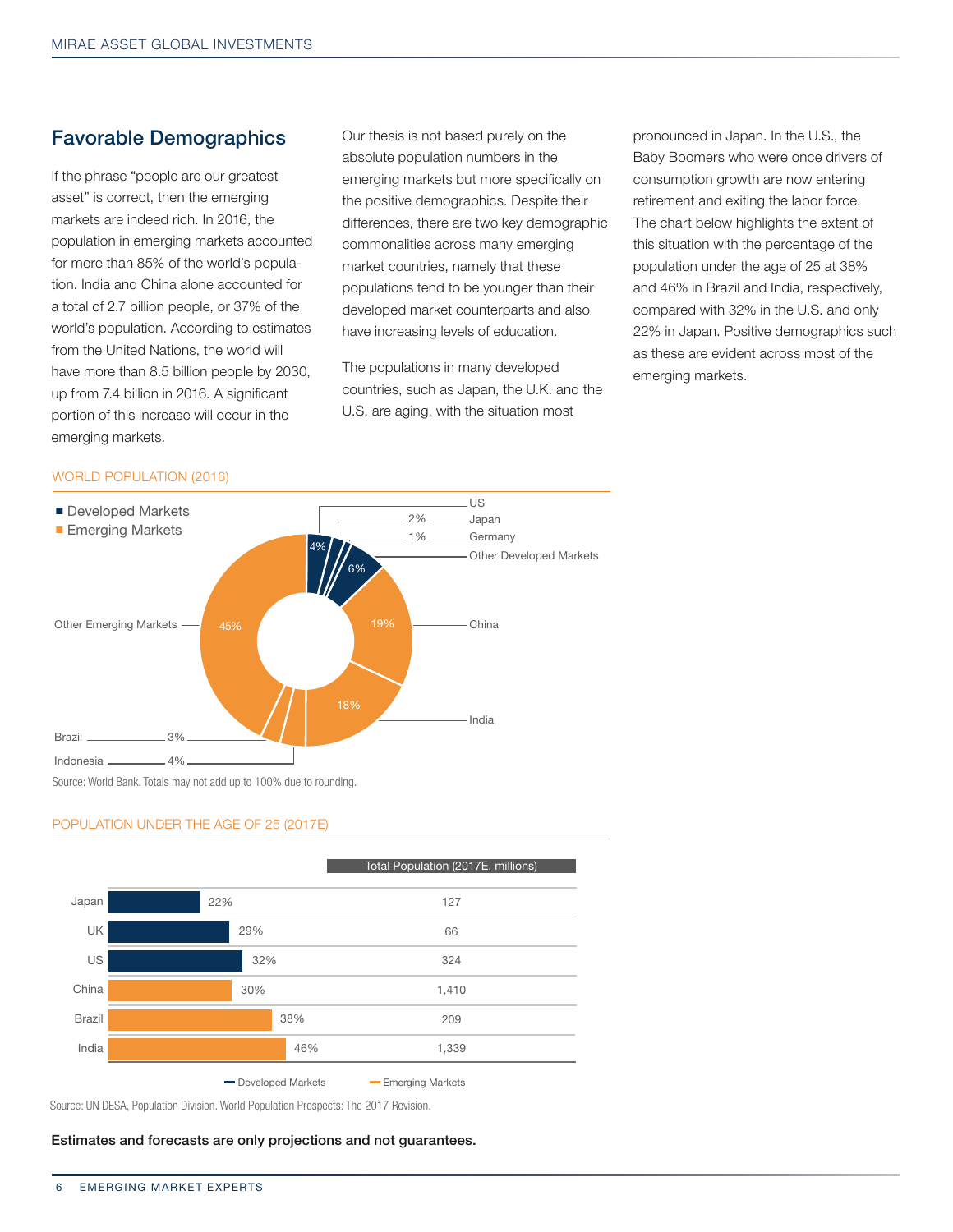## Favorable Demographics

If the phrase "people are our greatest asset" is correct, then the emerging markets are indeed rich. In 2016, the population in emerging markets accounted for more than 85% of the world's population. India and China alone accounted for a total of 2.7 billion people, or 37% of the world's population. According to estimates from the United Nations, the world will have more than 8.5 billion people by 2030, up from 7.4 billion in 2016. A significant portion of this increase will occur in the emerging markets.

Our thesis is not based purely on the absolute population numbers in the emerging markets but more specifically on the positive demographics. Despite their differences, there are two key demographic commonalities across many emerging market countries, namely that these populations tend to be younger than their developed market counterparts and also have increasing levels of education.

The populations in many developed countries, such as Japan, the U.K. and the U.S. are aging, with the situation most pronounced in Japan. In the U.S., the Baby Boomers who were once drivers of consumption growth are now entering retirement and exiting the labor force. The chart below highlights the extent of this situation with the percentage of the population under the age of 25 at 38% and 46% in Brazil and India, respectively, compared with 32% in the U.S. and only 22% in Japan. Positive demographics such as these are evident across most of the emerging markets.

WORLD POPULATION (2016)

| Market | Type | Share |
|---|---|---|
| US | Developed Markets | 4% |
| Japan | Developed Markets | 2% |
| Germany | Developed Markets | 1% |
| Other Developed Markets | Developed Markets | 6% |
| China | Emerging Markets | 19% |
| India | Emerging Markets | 18% |
| Indonesia | Emerging Markets | 4% |
| Brazil | Emerging Markets | 3% |
| Other Emerging Markets | Emerging Markets | 45% |

Source: World Bank. Totals may not add up to 100% due to rounding.

POPULATION UNDER THE AGE OF 25 (2017E)

| Country | Population under 25 | Total Population (2017E, millions) |
|---|---|---|
| Japan | 22% | 127 |
| UK | 29% | 66 |
| US | 32% | 324 |
| China | 30% | 1,410 |
| Brazil | 38% | 209 |
| India | 46% | 1,339 |

Developed Markets: Japan, UK, US. Emerging Markets: China, Brazil, India.

Source: UN DESA, Population Division. World Population Prospects: The 2017 Revision.

**Estimates and forecasts are only projections and not guarantees.**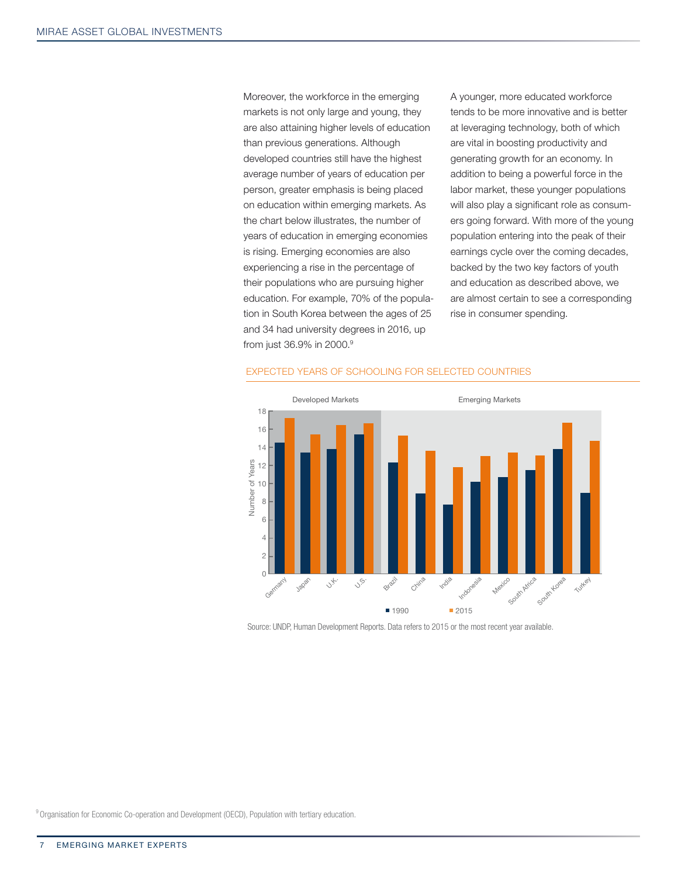Moreover, the workforce in the emerging markets is not only large and young, they are also attaining higher levels of education than previous generations. Although developed countries still have the highest average number of years of education per person, greater emphasis is being placed on education within emerging markets. As the chart below illustrates, the number of years of education in emerging economies is rising. Emerging economies are also experiencing a rise in the percentage of their populations who are pursuing higher education. For example, 70% of the population in South Korea between the ages of 25 and 34 had university degrees in 2016, up from just 36.9% in 2000.[9]

A younger, more educated workforce tends to be more innovative and is better at leveraging technology, both of which are vital in boosting productivity and generating growth for an economy. In addition to being a powerful force in the labor market, these younger populations will also play a significant role as consumers going forward. With more of the young population entering into the peak of their earnings cycle over the coming decades, backed by the two key factors of youth and education as described above, we are almost certain to see a corresponding rise in consumer spending.

EXPECTED YEARS OF SCHOOLING FOR SELECTED COUNTRIES

Developed Markets | Emerging Markets

Number of Years

Germany, Japan, U.K., U.S., Brazil, China, India, Indonesia, Mexico, South Africa, South Korea, Turkey

■ 1990 ■ 2015

Source: UNDP, Human Development Reports. Data refers to 2015 or the most recent year available.

[9] Organisation for Economic Co-operation and Development (OECD), Population with tertiary education.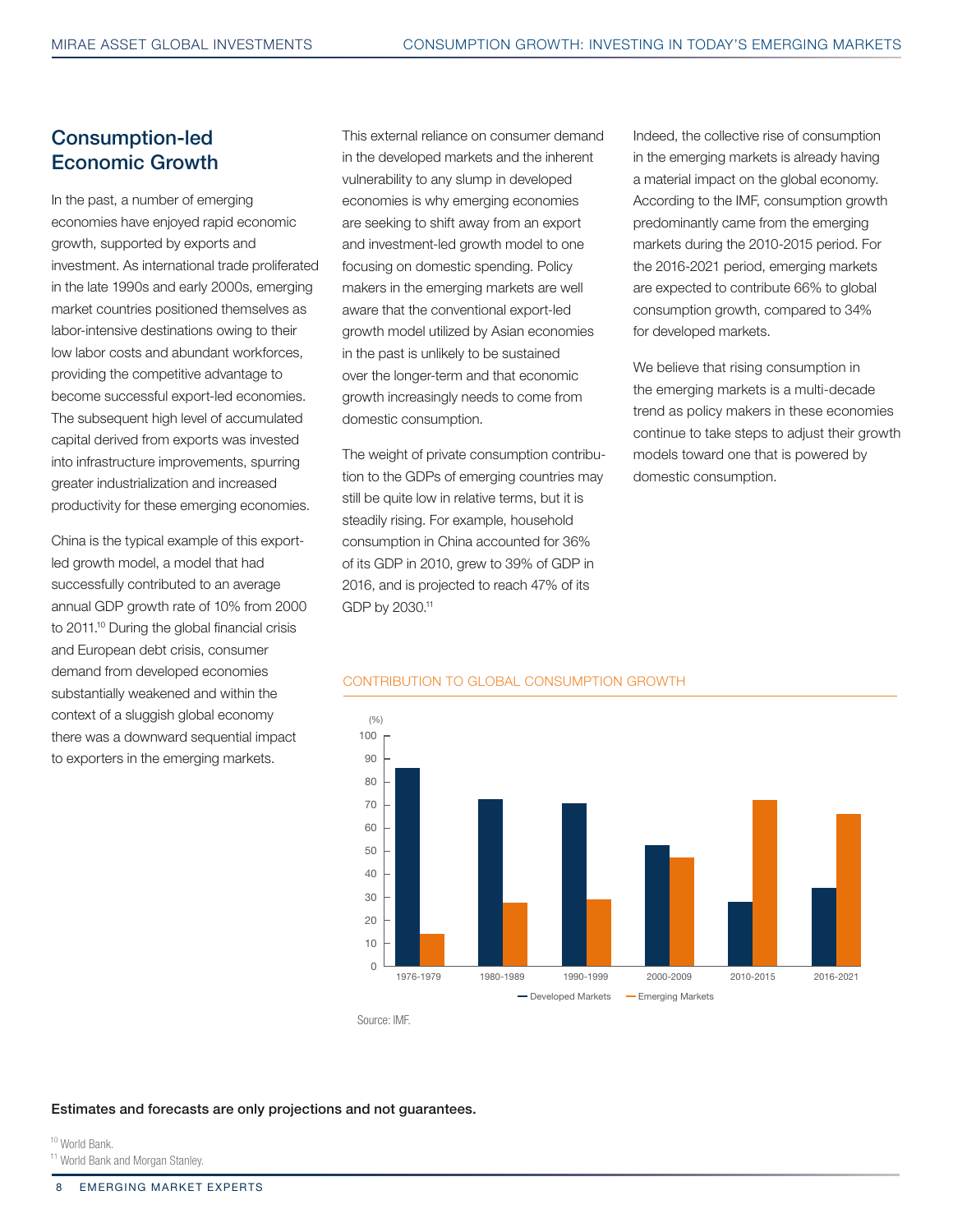## Consumption-led Economic Growth

In the past, a number of emerging economies have enjoyed rapid economic growth, supported by exports and investment. As international trade proliferated in the late 1990s and early 2000s, emerging market countries positioned themselves as labor-intensive destinations owing to their low labor costs and abundant workforces, providing the competitive advantage to become successful export-led economies. The subsequent high level of accumulated capital derived from exports was invested into infrastructure improvements, spurring greater industrialization and increased productivity for these emerging economies.

China is the typical example of this export-led growth model, a model that had successfully contributed to an average annual GDP growth rate of 10% from 2000 to 2011.[10] During the global financial crisis and European debt crisis, consumer demand from developed economies substantially weakened and within the context of a sluggish global economy there was a downward sequential impact to exporters in the emerging markets.

This external reliance on consumer demand in the developed markets and the inherent vulnerability to any slump in developed economies is why emerging economies are seeking to shift away from an export and investment-led growth model to one focusing on domestic spending. Policy makers in the emerging markets are well aware that the conventional export-led growth model utilized by Asian economies in the past is unlikely to be sustained over the longer-term and that economic growth increasingly needs to come from domestic consumption.

The weight of private consumption contribution to the GDPs of emerging countries may still be quite low in relative terms, but it is steadily rising. For example, household consumption in China accounted for 36% of its GDP in 2010, grew to 39% of GDP in 2016, and is projected to reach 47% of its GDP by 2030.[11]

Indeed, the collective rise of consumption in the emerging markets is already having a material impact on the global economy. According to the IMF, consumption growth predominantly came from the emerging markets during the 2010-2015 period. For the 2016-2021 period, emerging markets are expected to contribute 66% to global consumption growth, compared to 34% for developed markets.

We believe that rising consumption in the emerging markets is a multi-decade trend as policy makers in these economies continue to take steps to adjust their growth models toward one that is powered by domestic consumption.

CONTRIBUTION TO GLOBAL CONSUMPTION GROWTH

| Period | Developed Markets (%) | Emerging Markets (%) |
|---|---|---|
| 1976-1979 | 86 | 14 |
| 1980-1989 | 72 | 28 |
| 1990-1999 | 71 | 29 |
| 2000-2009 | 53 | 47 |
| 2010-2015 | 28 | 72 |
| 2016-2021 | 34 | 66 |

Source: IMF.

**Estimates and forecasts are only projections and not guarantees.**

[10] World Bank.
[11] World Bank and Morgan Stanley.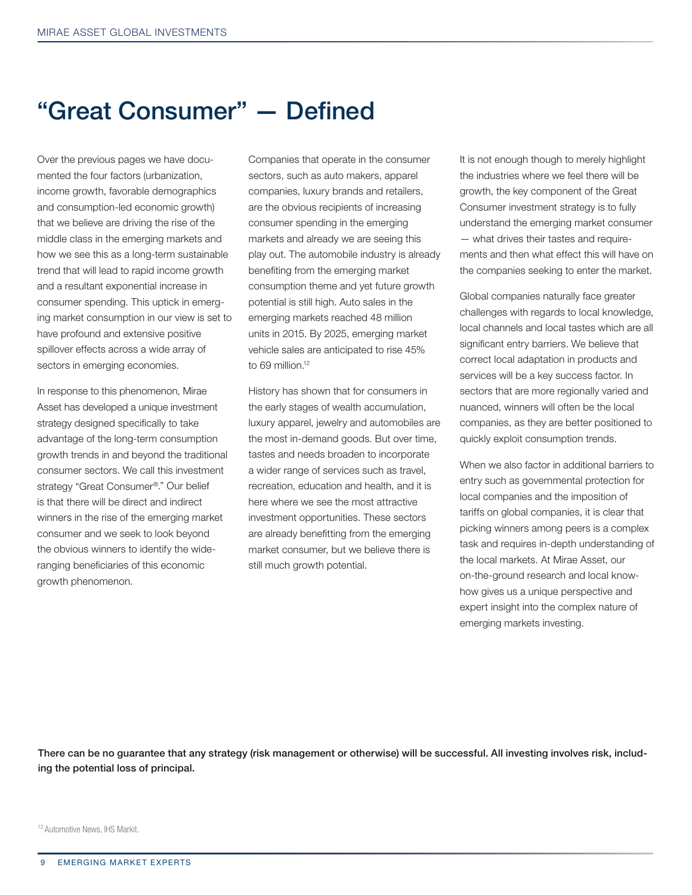# "Great Consumer" — Defined

Over the previous pages we have documented the four factors (urbanization, income growth, favorable demographics and consumption-led economic growth) that we believe are driving the rise of the middle class in the emerging markets and how we see this as a long-term sustainable trend that will lead to rapid income growth and a resultant exponential increase in consumer spending. This uptick in emerging market consumption in our view is set to have profound and extensive positive spillover effects across a wide array of sectors in emerging economies.

In response to this phenomenon, Mirae Asset has developed a unique investment strategy designed specifically to take advantage of the long-term consumption growth trends in and beyond the traditional consumer sectors. We call this investment strategy "Great Consumer®." Our belief is that there will be direct and indirect winners in the rise of the emerging market consumer and we seek to look beyond the obvious winners to identify the wide-ranging beneficiaries of this economic growth phenomenon.

Companies that operate in the consumer sectors, such as auto makers, apparel companies, luxury brands and retailers, are the obvious recipients of increasing consumer spending in the emerging markets and already we are seeing this play out. The automobile industry is already benefiting from the emerging market consumption theme and yet future growth potential is still high. Auto sales in the emerging markets reached 48 million units in 2015. By 2025, emerging market vehicle sales are anticipated to rise 45% to 69 million.[12]

History has shown that for consumers in the early stages of wealth accumulation, luxury apparel, jewelry and automobiles are the most in-demand goods. But over time, tastes and needs broaden to incorporate a wider range of services such as travel, recreation, education and health, and it is here where we see the most attractive investment opportunities. These sectors are already benefitting from the emerging market consumer, but we believe there is still much growth potential.

It is not enough though to merely highlight the industries where we feel there will be growth, the key component of the Great Consumer investment strategy is to fully understand the emerging market consumer — what drives their tastes and requirements and then what effect this will have on the companies seeking to enter the market.

Global companies naturally face greater challenges with regards to local knowledge, local channels and local tastes which are all significant entry barriers. We believe that correct local adaptation in products and services will be a key success factor. In sectors that are more regionally varied and nuanced, winners will often be the local companies, as they are better positioned to quickly exploit consumption trends.

When we also factor in additional barriers to entry such as governmental protection for local companies and the imposition of tariffs on global companies, it is clear that picking winners among peers is a complex task and requires in-depth understanding of the local markets. At Mirae Asset, our on-the-ground research and local know-how gives us a unique perspective and expert insight into the complex nature of emerging markets investing.

**There can be no guarantee that any strategy (risk management or otherwise) will be successful. All investing involves risk, including the potential loss of principal.**

[12] Automotive News, IHS Markit.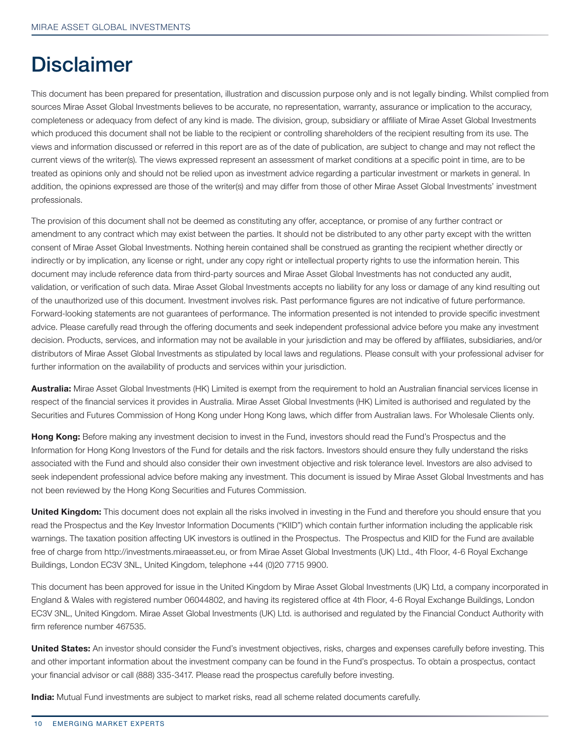# Disclaimer

This document has been prepared for presentation, illustration and discussion purpose only and is not legally binding. Whilst complied from sources Mirae Asset Global Investments believes to be accurate, no representation, warranty, assurance or implication to the accuracy, completeness or adequacy from defect of any kind is made. The division, group, subsidiary or affiliate of Mirae Asset Global Investments which produced this document shall not be liable to the recipient or controlling shareholders of the recipient resulting from its use. The views and information discussed or referred in this report are as of the date of publication, are subject to change and may not reflect the current views of the writer(s). The views expressed represent an assessment of market conditions at a specific point in time, are to be treated as opinions only and should not be relied upon as investment advice regarding a particular investment or markets in general. In addition, the opinions expressed are those of the writer(s) and may differ from those of other Mirae Asset Global Investments' investment professionals.

The provision of this document shall not be deemed as constituting any offer, acceptance, or promise of any further contract or amendment to any contract which may exist between the parties. It should not be distributed to any other party except with the written consent of Mirae Asset Global Investments. Nothing herein contained shall be construed as granting the recipient whether directly or indirectly or by implication, any license or right, under any copy right or intellectual property rights to use the information herein. This document may include reference data from third-party sources and Mirae Asset Global Investments has not conducted any audit, validation, or verification of such data. Mirae Asset Global Investments accepts no liability for any loss or damage of any kind resulting out of the unauthorized use of this document. Investment involves risk. Past performance figures are not indicative of future performance. Forward-looking statements are not guarantees of performance. The information presented is not intended to provide specific investment advice. Please carefully read through the offering documents and seek independent professional advice before you make any investment decision. Products, services, and information may not be available in your jurisdiction and may be offered by affiliates, subsidiaries, and/or distributors of Mirae Asset Global Investments as stipulated by local laws and regulations. Please consult with your professional adviser for further information on the availability of products and services within your jurisdiction.

**Australia:** Mirae Asset Global Investments (HK) Limited is exempt from the requirement to hold an Australian financial services license in respect of the financial services it provides in Australia. Mirae Asset Global Investments (HK) Limited is authorised and regulated by the Securities and Futures Commission of Hong Kong under Hong Kong laws, which differ from Australian laws. For Wholesale Clients only.

**Hong Kong:** Before making any investment decision to invest in the Fund, investors should read the Fund's Prospectus and the Information for Hong Kong Investors of the Fund for details and the risk factors. Investors should ensure they fully understand the risks associated with the Fund and should also consider their own investment objective and risk tolerance level. Investors are also advised to seek independent professional advice before making any investment. This document is issued by Mirae Asset Global Investments and has not been reviewed by the Hong Kong Securities and Futures Commission.

**United Kingdom:** This document does not explain all the risks involved in investing in the Fund and therefore you should ensure that you read the Prospectus and the Key Investor Information Documents ("KIID") which contain further information including the applicable risk warnings. The taxation position affecting UK investors is outlined in the Prospectus. The Prospectus and KIID for the Fund are available free of charge from http://investments.miraeasset.eu, or from Mirae Asset Global Investments (UK) Ltd., 4th Floor, 4-6 Royal Exchange Buildings, London EC3V 3NL, United Kingdom, telephone +44 (0)20 7715 9900.

This document has been approved for issue in the United Kingdom by Mirae Asset Global Investments (UK) Ltd, a company incorporated in England & Wales with registered number 06044802, and having its registered office at 4th Floor, 4-6 Royal Exchange Buildings, London EC3V 3NL, United Kingdom. Mirae Asset Global Investments (UK) Ltd. is authorised and regulated by the Financial Conduct Authority with firm reference number 467535.

**United States:** An investor should consider the Fund's investment objectives, risks, charges and expenses carefully before investing. This and other important information about the investment company can be found in the Fund's prospectus. To obtain a prospectus, contact your financial advisor or call (888) 335-3417. Please read the prospectus carefully before investing.

**India:** Mutual Fund investments are subject to market risks, read all scheme related documents carefully.